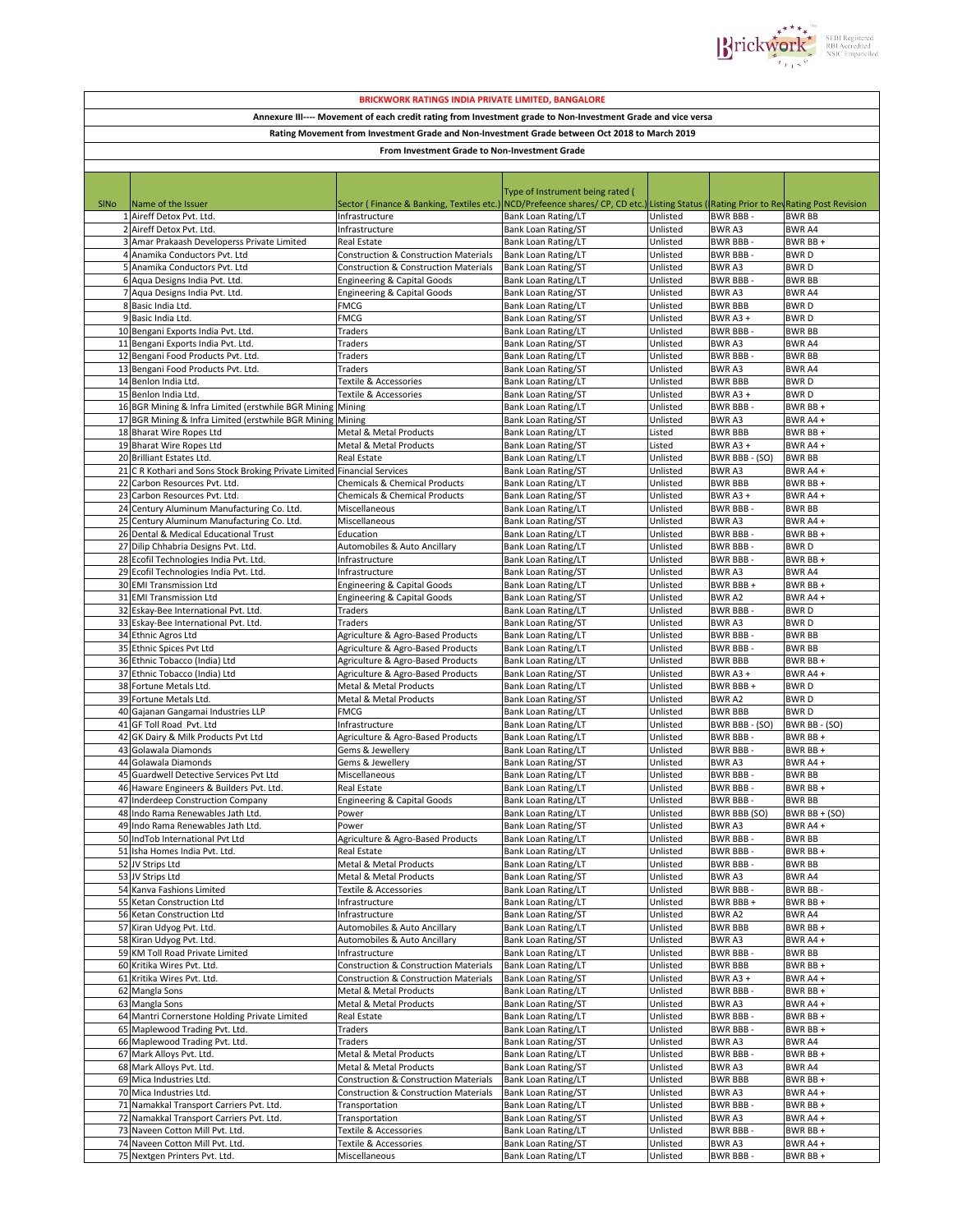**BRICKWORK RATINGS INDIA PRIVATE LIMITED, BANGALORE**

**Annexure III---- Movement of each credit rating from Investment grade to Non-Investment Grade and vice versa**

**Rating Movement from Investment Grade and Non-Investment Grade between Oct 2018 to March 2019**

**From Investment Grade to Non-Investment Grade**

| SlNo | Name of the Issuer | Sector ( Finance & Banking, Textiles etc.) | Type of Instrument being rated ( NCD/Prefeence shares/ CP, CD etc.) | Listing Status ( | Rating Prior to Rev | Rating Post Revision |
|---|---|---|---|---|---|---|
| 1 | Aireff Detox Pvt. Ltd. | Infrastructure | Bank Loan Rating/LT | Unlisted | BWR BBB - | BWR BB |
| 2 | Aireff Detox Pvt. Ltd. | Infrastructure | Bank Loan Rating/ST | Unlisted | BWR A3 | BWR A4 |
| 3 | Amar Prakaash Developerss Private Limited | Real Estate | Bank Loan Rating/LT | Unlisted | BWR BBB - | BWR BB + |
| 4 | Anamika Conductors Pvt. Ltd | Construction & Construction Materials | Bank Loan Rating/LT | Unlisted | BWR BBB - | BWR D |
| 5 | Anamika Conductors Pvt. Ltd | Construction & Construction Materials | Bank Loan Rating/ST | Unlisted | BWR A3 | BWR D |
| 6 | Aqua Designs India Pvt. Ltd. | Engineering & Capital Goods | Bank Loan Rating/LT | Unlisted | BWR BBB - | BWR BB |
| 7 | Aqua Designs India Pvt. Ltd. | Engineering & Capital Goods | Bank Loan Rating/ST | Unlisted | BWR A3 | BWR A4 |
| 8 | Basic India Ltd. | FMCG | Bank Loan Rating/LT | Unlisted | BWR BBB | BWR D |
| 9 | Basic India Ltd. | FMCG | Bank Loan Rating/ST | Unlisted | BWR A3 + | BWR D |
| 10 | Bengani Exports India Pvt. Ltd. | Traders | Bank Loan Rating/LT | Unlisted | BWR BBB - | BWR BB |
| 11 | Bengani Exports India Pvt. Ltd. | Traders | Bank Loan Rating/ST | Unlisted | BWR A3 | BWR A4 |
| 12 | Bengani Food Products Pvt. Ltd. | Traders | Bank Loan Rating/LT | Unlisted | BWR BBB - | BWR BB |
| 13 | Bengani Food Products Pvt. Ltd. | Traders | Bank Loan Rating/ST | Unlisted | BWR A3 | BWR A4 |
| 14 | Benlon India Ltd. | Textile & Accessories | Bank Loan Rating/LT | Unlisted | BWR BBB | BWR D |
| 15 | Benlon India Ltd. | Textile & Accessories | Bank Loan Rating/ST | Unlisted | BWR A3 + | BWR D |
| 16 | BGR Mining & Infra Limited (erstwhile BGR Mining | Mining | Bank Loan Rating/LT | Unlisted | BWR BBB - | BWR BB + |
| 17 | BGR Mining & Infra Limited (erstwhile BGR Mining | Mining | Bank Loan Rating/ST | Unlisted | BWR A3 | BWR A4 + |
| 18 | Bharat Wire Ropes Ltd | Metal & Metal Products | Bank Loan Rating/LT | Listed | BWR BBB | BWR BB + |
| 19 | Bharat Wire Ropes Ltd | Metal & Metal Products | Bank Loan Rating/ST | Listed | BWR A3 + | BWR A4 + |
| 20 | Brilliant Estates Ltd. | Real Estate | Bank Loan Rating/LT | Unlisted | BWR BBB - (SO) | BWR BB |
| 21 | C R Kothari and Sons Stock Broking Private Limited | Financial Services | Bank Loan Rating/ST | Unlisted | BWR A3 | BWR A4 + |
| 22 | Carbon Resources Pvt. Ltd. | Chemicals & Chemical Products | Bank Loan Rating/LT | Unlisted | BWR BBB | BWR BB + |
| 23 | Carbon Resources Pvt. Ltd. | Chemicals & Chemical Products | Bank Loan Rating/ST | Unlisted | BWR A3 + | BWR A4 + |
| 24 | Century Aluminum Manufacturing Co. Ltd. | Miscellaneous | Bank Loan Rating/LT | Unlisted | BWR BBB - | BWR BB |
| 25 | Century Aluminum Manufacturing Co. Ltd. | Miscellaneous | Bank Loan Rating/ST | Unlisted | BWR A3 | BWR A4 + |
| 26 | Dental & Medical Educational Trust | Education | Bank Loan Rating/LT | Unlisted | BWR BBB - | BWR BB + |
| 27 | Dilip Chhabria Designs Pvt. Ltd. | Automobiles & Auto Ancillary | Bank Loan Rating/LT | Unlisted | BWR BBB - | BWR D |
| 28 | Ecofil Technologies India Pvt. Ltd. | Infrastructure | Bank Loan Rating/LT | Unlisted | BWR BBB - | BWR BB + |
| 29 | Ecofil Technologies India Pvt. Ltd. | Infrastructure | Bank Loan Rating/ST | Unlisted | BWR A3 | BWR A4 |
| 30 | EMI Transmission Ltd | Engineering & Capital Goods | Bank Loan Rating/LT | Unlisted | BWR BBB + | BWR BB + |
| 31 | EMI Transmission Ltd | Engineering & Capital Goods | Bank Loan Rating/ST | Unlisted | BWR A2 | BWR A4 + |
| 32 | Eskay-Bee International Pvt. Ltd. | Traders | Bank Loan Rating/LT | Unlisted | BWR BBB - | BWR D |
| 33 | Eskay-Bee International Pvt. Ltd. | Traders | Bank Loan Rating/ST | Unlisted | BWR A3 | BWR D |
| 34 | Ethnic Agros Ltd | Agriculture & Agro-Based Products | Bank Loan Rating/LT | Unlisted | BWR BBB - | BWR BB |
| 35 | Ethnic Spices Pvt Ltd | Agriculture & Agro-Based Products | Bank Loan Rating/LT | Unlisted | BWR BBB - | BWR BB |
| 36 | Ethnic Tobacco (India) Ltd | Agriculture & Agro-Based Products | Bank Loan Rating/LT | Unlisted | BWR BBB | BWR BB + |
| 37 | Ethnic Tobacco (India) Ltd | Agriculture & Agro-Based Products | Bank Loan Rating/ST | Unlisted | BWR A3 + | BWR A4 + |
| 38 | Fortune Metals Ltd. | Metal & Metal Products | Bank Loan Rating/LT | Unlisted | BWR BBB + | BWR D |
| 39 | Fortune Metals Ltd. | Metal & Metal Products | Bank Loan Rating/ST | Unlisted | BWR A2 | BWR D |
| 40 | Gajanan Gangamai Industries LLP | FMCG | Bank Loan Rating/LT | Unlisted | BWR BBB | BWR D |
| 41 | GF Toll Road Pvt. Ltd | Infrastructure | Bank Loan Rating/LT | Unlisted | BWR BBB - (SO) | BWR BB - (SO) |
| 42 | GK Dairy & Milk Products Pvt Ltd | Agriculture & Agro-Based Products | Bank Loan Rating/LT | Unlisted | BWR BBB - | BWR BB + |
| 43 | Golawala Diamonds | Gems & Jewellery | Bank Loan Rating/LT | Unlisted | BWR BBB - | BWR BB + |
| 44 | Golawala Diamonds | Gems & Jewellery | Bank Loan Rating/ST | Unlisted | BWR A3 | BWR A4 + |
| 45 | Guardwell Detective Services Pvt Ltd | Miscellaneous | Bank Loan Rating/LT | Unlisted | BWR BBB - | BWR BB |
| 46 | Haware Engineers & Builders Pvt. Ltd. | Real Estate | Bank Loan Rating/LT | Unlisted | BWR BBB - | BWR BB + |
| 47 | Inderdeep Construction Company | Engineering & Capital Goods | Bank Loan Rating/LT | Unlisted | BWR BBB - | BWR BB |
| 48 | Indo Rama Renewables Jath Ltd. | Power | Bank Loan Rating/LT | Unlisted | BWR BBB (SO) | BWR BB + (SO) |
| 49 | Indo Rama Renewables Jath Ltd. | Power | Bank Loan Rating/ST | Unlisted | BWR A3 | BWR A4 + |
| 50 | IndTob International Pvt Ltd | Agriculture & Agro-Based Products | Bank Loan Rating/LT | Unlisted | BWR BBB - | BWR BB |
| 51 | Isha Homes India Pvt. Ltd. | Real Estate | Bank Loan Rating/LT | Unlisted | BWR BBB - | BWR BB + |
| 52 | JV Strips Ltd | Metal & Metal Products | Bank Loan Rating/LT | Unlisted | BWR BBB - | BWR BB |
| 53 | JV Strips Ltd | Metal & Metal Products | Bank Loan Rating/ST | Unlisted | BWR A3 | BWR A4 |
| 54 | Kanva Fashions Limited | Textile & Accessories | Bank Loan Rating/LT | Unlisted | BWR BBB - | BWR BB - |
| 55 | Ketan Construction Ltd | Infrastructure | Bank Loan Rating/LT | Unlisted | BWR BBB + | BWR BB + |
| 56 | Ketan Construction Ltd | Infrastructure | Bank Loan Rating/ST | Unlisted | BWR A2 | BWR A4 |
| 57 | Kiran Udyog Pvt. Ltd. | Automobiles & Auto Ancillary | Bank Loan Rating/LT | Unlisted | BWR BBB | BWR BB + |
| 58 | Kiran Udyog Pvt. Ltd. | Automobiles & Auto Ancillary | Bank Loan Rating/ST | Unlisted | BWR A3 | BWR A4 + |
| 59 | KM Toll Road Private Limited | Infrastructure | Bank Loan Rating/LT | Unlisted | BWR BBB - | BWR BB |
| 60 | Kritika Wires Pvt. Ltd. | Construction & Construction Materials | Bank Loan Rating/LT | Unlisted | BWR BBB | BWR BB + |
| 61 | Kritika Wires Pvt. Ltd. | Construction & Construction Materials | Bank Loan Rating/ST | Unlisted | BWR A3 + | BWR A4 + |
| 62 | Mangla Sons | Metal & Metal Products | Bank Loan Rating/LT | Unlisted | BWR BBB - | BWR BB + |
| 63 | Mangla Sons | Metal & Metal Products | Bank Loan Rating/ST | Unlisted | BWR A3 | BWR A4 + |
| 64 | Mantri Cornerstone Holding Private Limited | Real Estate | Bank Loan Rating/LT | Unlisted | BWR BBB - | BWR BB + |
| 65 | Maplewood Trading Pvt. Ltd. | Traders | Bank Loan Rating/LT | Unlisted | BWR BBB - | BWR BB + |
| 66 | Maplewood Trading Pvt. Ltd. | Traders | Bank Loan Rating/ST | Unlisted | BWR A3 | BWR A4 |
| 67 | Mark Alloys Pvt. Ltd. | Metal & Metal Products | Bank Loan Rating/LT | Unlisted | BWR BBB - | BWR BB + |
| 68 | Mark Alloys Pvt. Ltd. | Metal & Metal Products | Bank Loan Rating/ST | Unlisted | BWR A3 | BWR A4 |
| 69 | Mica Industries Ltd. | Construction & Construction Materials | Bank Loan Rating/LT | Unlisted | BWR BBB | BWR BB + |
| 70 | Mica Industries Ltd. | Construction & Construction Materials | Bank Loan Rating/ST | Unlisted | BWR A3 | BWR A4 + |
| 71 | Namakkal Transport Carriers Pvt. Ltd. | Transportation | Bank Loan Rating/LT | Unlisted | BWR BBB - | BWR BB + |
| 72 | Namakkal Transport Carriers Pvt. Ltd. | Transportation | Bank Loan Rating/ST | Unlisted | BWR A3 | BWR A4 + |
| 73 | Naveen Cotton Mill Pvt. Ltd. | Textile & Accessories | Bank Loan Rating/LT | Unlisted | BWR BBB - | BWR BB + |
| 74 | Naveen Cotton Mill Pvt. Ltd. | Textile & Accessories | Bank Loan Rating/ST | Unlisted | BWR A3 | BWR A4 + |
| 75 | Nextgen Printers Pvt. Ltd. | Miscellaneous | Bank Loan Rating/LT | Unlisted | BWR BBB - | BWR BB + |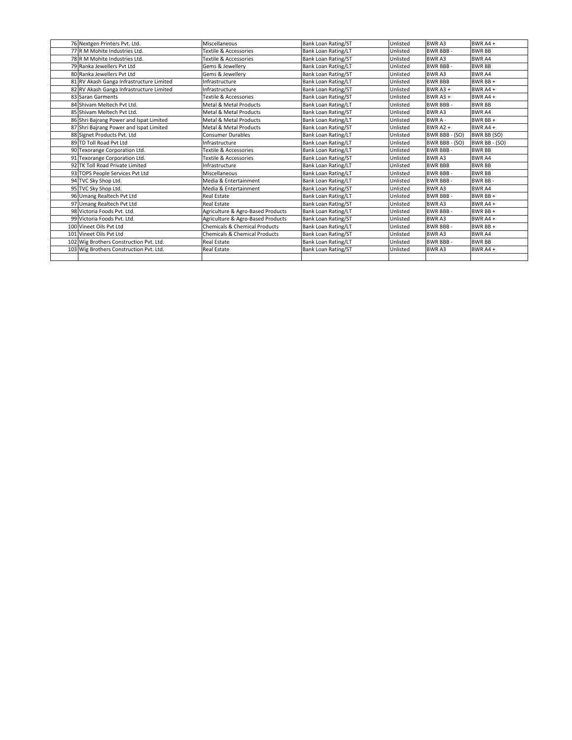| | | | | | | |
|---|---|---|---|---|---|---|
| 76 | Nextgen Printers Pvt. Ltd. | Miscellaneous | Bank Loan Rating/ST | Unlisted | BWR A3 | BWR A4 + |
| 77 | R M Mohite Industries Ltd. | Textile & Accessories | Bank Loan Rating/LT | Unlisted | BWR BBB - | BWR BB |
| 78 | R M Mohite Industries Ltd. | Textile & Accessories | Bank Loan Rating/ST | Unlisted | BWR A3 | BWR A4 |
| 79 | Ranka Jewellers Pvt Ltd | Gems & Jewellery | Bank Loan Rating/LT | Unlisted | BWR BBB - | BWR BB |
| 80 | Ranka Jewellers Pvt Ltd | Gems & Jewellery | Bank Loan Rating/ST | Unlisted | BWR A3 | BWR A4 |
| 81 | RV Akash Ganga Infrastructure Limited | Infrastructure | Bank Loan Rating/LT | Unlisted | BWR BBB | BWR BB + |
| 82 | RV Akash Ganga Infrastructure Limited | Infrastructure | Bank Loan Rating/ST | Unlisted | BWR A3 + | BWR A4 + |
| 83 | Saran Garments | Textile & Accessories | Bank Loan Rating/ST | Unlisted | BWR A3 + | BWR A4 + |
| 84 | Shivam Meltech Pvt Ltd. | Metal & Metal Products | Bank Loan Rating/LT | Unlisted | BWR BBB - | BWR BB |
| 85 | Shivam Meltech Pvt Ltd. | Metal & Metal Products | Bank Loan Rating/ST | Unlisted | BWR A3 | BWR A4 |
| 86 | Shri Bajrang Power and Ispat Limited | Metal & Metal Products | Bank Loan Rating/LT | Unlisted | BWR A - | BWR BB + |
| 87 | Shri Bajrang Power and Ispat Limited | Metal & Metal Products | Bank Loan Rating/ST | Unlisted | BWR A2 + | BWR A4 + |
| 88 | Signet Products Pvt. Ltd | Consumer Durables | Bank Loan Rating/LT | Unlisted | BWR BBB - (SO) | BWR BB (SO) |
| 89 | TD Toll Road Pvt Ltd | Infrastructure | Bank Loan Rating/LT | Unlisted | BWR BBB - (SO) | BWR BB - (SO) |
| 90 | Texorange Corporation Ltd. | Textile & Accessories | Bank Loan Rating/LT | Unlisted | BWR BBB - | BWR BB |
| 91 | Texorange Corporation Ltd. | Textile & Accessories | Bank Loan Rating/ST | Unlisted | BWR A3 | BWR A4 |
| 92 | TK Toll Road Private Limited | Infrastructure | Bank Loan Rating/LT | Unlisted | BWR BBB | BWR BB |
| 93 | TOPS People Services Pvt Ltd | Miscellaneous | Bank Loan Rating/LT | Unlisted | BWR BBB - | BWR BB |
| 94 | TVC Sky Shop Ltd. | Media & Entertainment | Bank Loan Rating/LT | Unlisted | BWR BBB - | BWR BB - |
| 95 | TVC Sky Shop Ltd. | Media & Entertainment | Bank Loan Rating/ST | Unlisted | BWR A3 | BWR A4 |
| 96 | Umang Realtech Pvt Ltd | Real Estate | Bank Loan Rating/LT | Unlisted | BWR BBB - | BWR BB + |
| 97 | Umang Realtech Pvt Ltd | Real Estate | Bank Loan Rating/ST | Unlisted | BWR A3 | BWR A4 + |
| 98 | Victoria Foods Pvt. Ltd. | Agriculture & Agro-Based Products | Bank Loan Rating/LT | Unlisted | BWR BBB - | BWR BB + |
| 99 | Victoria Foods Pvt. Ltd. | Agriculture & Agro-Based Products | Bank Loan Rating/ST | Unlisted | BWR A3 | BWR A4 + |
| 100 | Vineet Oils Pvt Ltd | Chemicals & Chemical Products | Bank Loan Rating/LT | Unlisted | BWR BBB - | BWR BB + |
| 101 | Vineet Oils Pvt Ltd | Chemicals & Chemical Products | Bank Loan Rating/ST | Unlisted | BWR A3 | BWR A4 |
| 102 | Wig Brothers Construction Pvt. Ltd. | Real Estate | Bank Loan Rating/LT | Unlisted | BWR BBB - | BWR BB |
| 103 | Wig Brothers Construction Pvt. Ltd. | Real Estate | Bank Loan Rating/ST | Unlisted | BWR A3 | BWR A4 + |